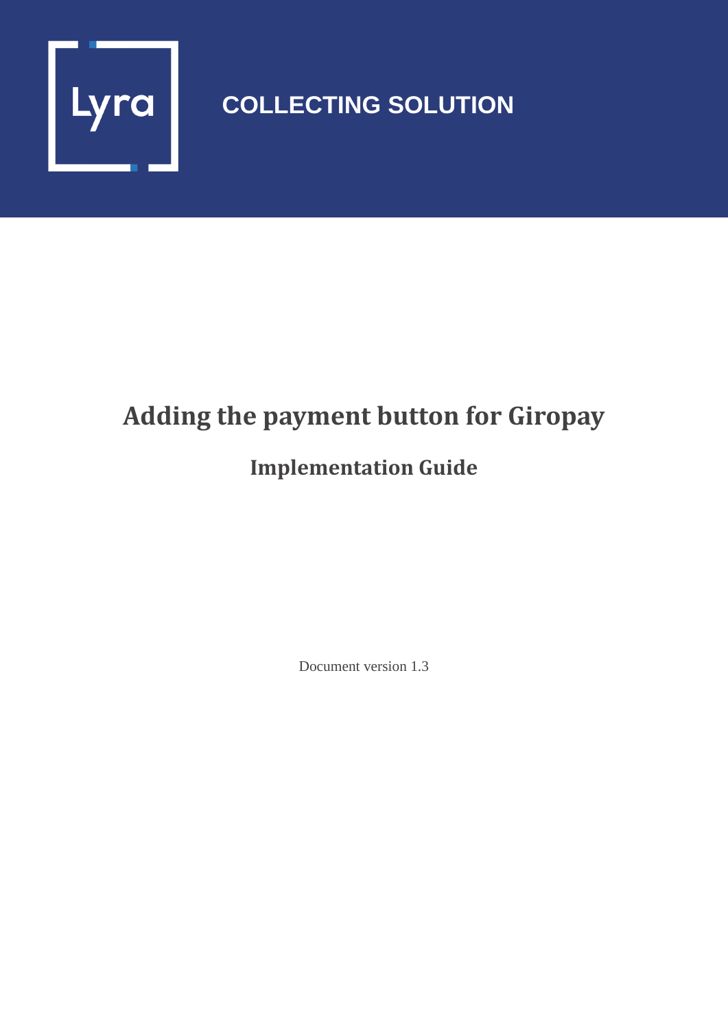Lyra

COLLECTING SOLUTION

# Adding the payment button for Giropay

## Implementation Guide

Document version 1.3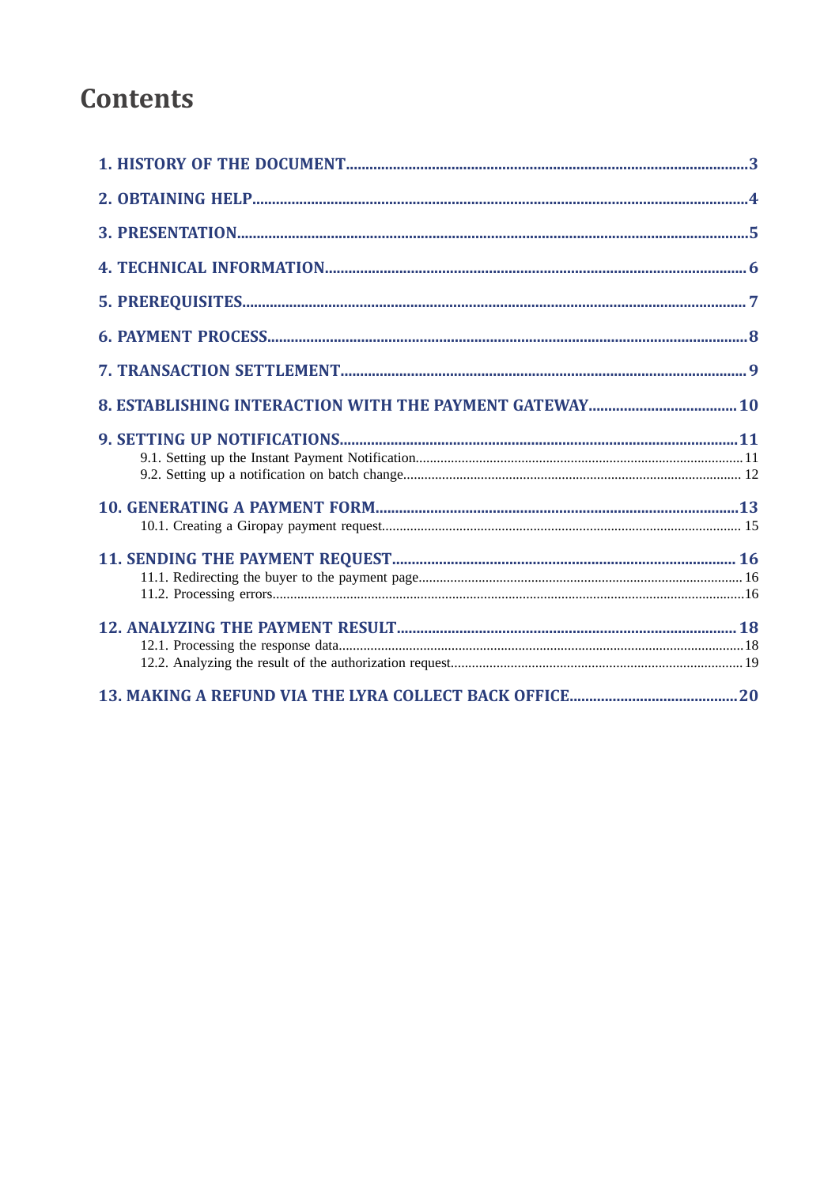# Contents

1. HISTORY OF THE DOCUMENT....3
2. OBTAINING HELP....4
3. PRESENTATION....5
4. TECHNICAL INFORMATION....6
5. PREREQUISITES....7
6. PAYMENT PROCESS....8
7. TRANSACTION SETTLEMENT....9
8. ESTABLISHING INTERACTION WITH THE PAYMENT GATEWAY....10
9. SETTING UP NOTIFICATIONS....11
   - 9.1. Setting up the Instant Payment Notification....11
   - 9.2. Setting up a notification on batch change....12
10. GENERATING A PAYMENT FORM....13
    - 10.1. Creating a Giropay payment request....15
11. SENDING THE PAYMENT REQUEST....16
    - 11.1. Redirecting the buyer to the payment page....16
    - 11.2. Processing errors....16
12. ANALYZING THE PAYMENT RESULT....18
    - 12.1. Processing the response data....18
    - 12.2. Analyzing the result of the authorization request....19
13. MAKING A REFUND VIA THE LYRA COLLECT BACK OFFICE....20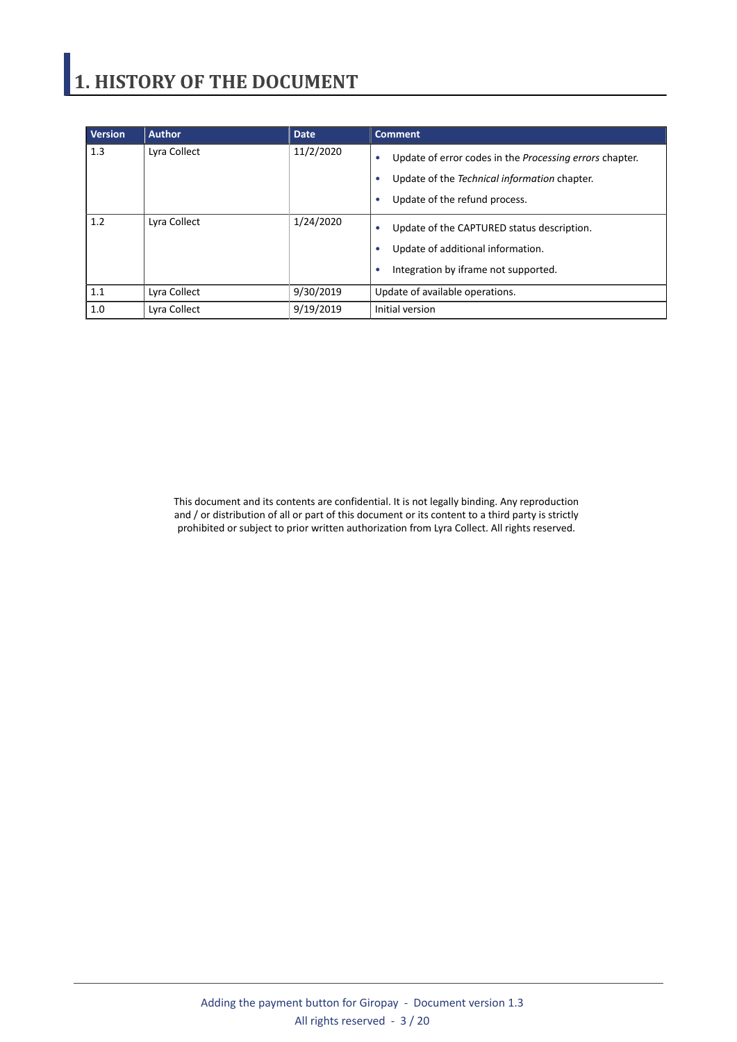# 1. HISTORY OF THE DOCUMENT

| Version | Author | Date | Comment |
|---|---|---|---|
| 1.3 | Lyra Collect | 11/2/2020 | • Update of error codes in the *Processing errors* chapter.<br>• Update of the *Technical information* chapter.<br>• Update of the refund process. |
| 1.2 | Lyra Collect | 1/24/2020 | • Update of the CAPTURED status description.<br>• Update of additional information.<br>• Integration by iframe not supported. |
| 1.1 | Lyra Collect | 9/30/2019 | Update of available operations. |
| 1.0 | Lyra Collect | 9/19/2019 | Initial version |

This document and its contents are confidential. It is not legally binding. Any reproduction and / or distribution of all or part of this document or its content to a third party is strictly prohibited or subject to prior written authorization from Lyra Collect. All rights reserved.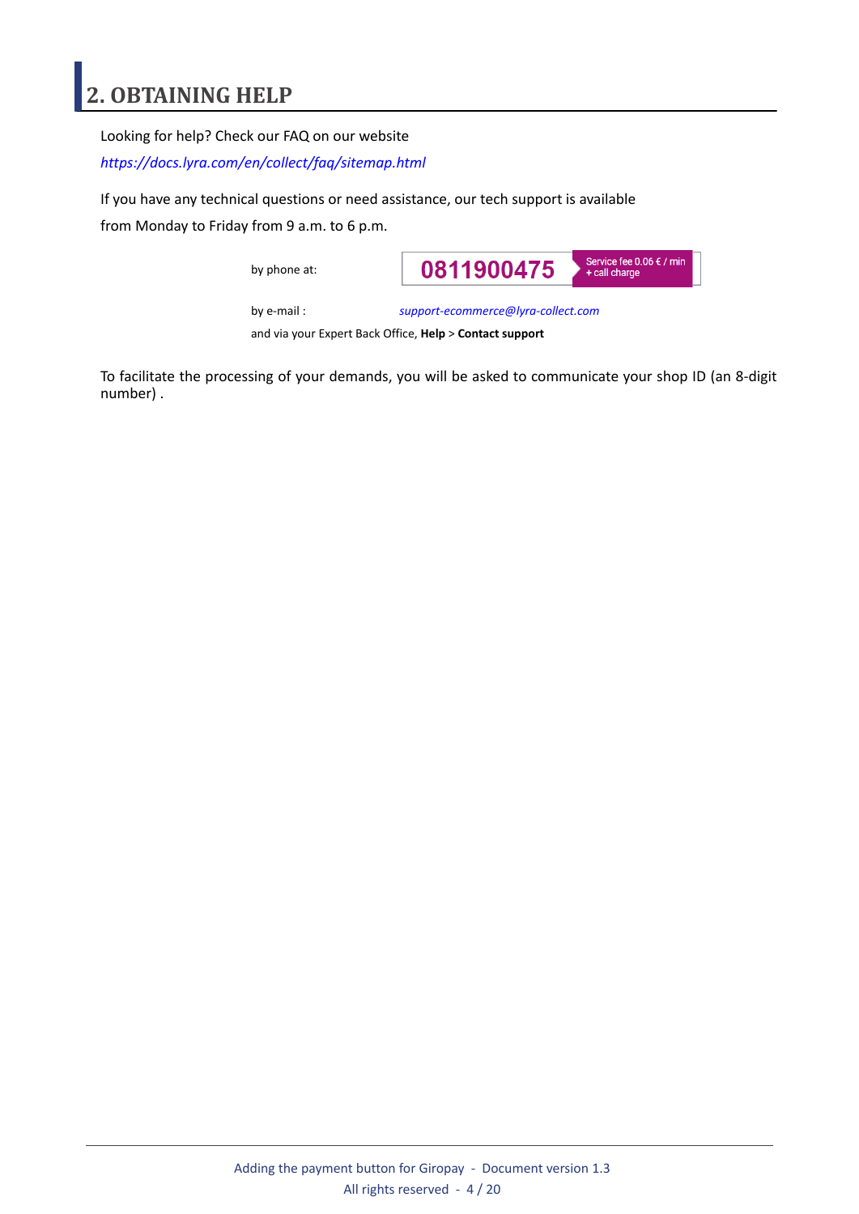# 2. OBTAINING HELP

Looking for help? Check our FAQ on our website

*https://docs.lyra.com/en/collect/faq/sitemap.html*

If you have any technical questions or need assistance, our tech support is available

from Monday to Friday from 9 a.m. to 6 p.m.

| | |
|---|---|
| by phone at: | **0811900475** Service fee 0.06 € / min + call charge |
| by e-mail : | *support-ecommerce@lyra-collect.com* |

and via your Expert Back Office, **Help** > **Contact support**

To facilitate the processing of your demands, you will be asked to communicate your shop ID (an 8-digit number) .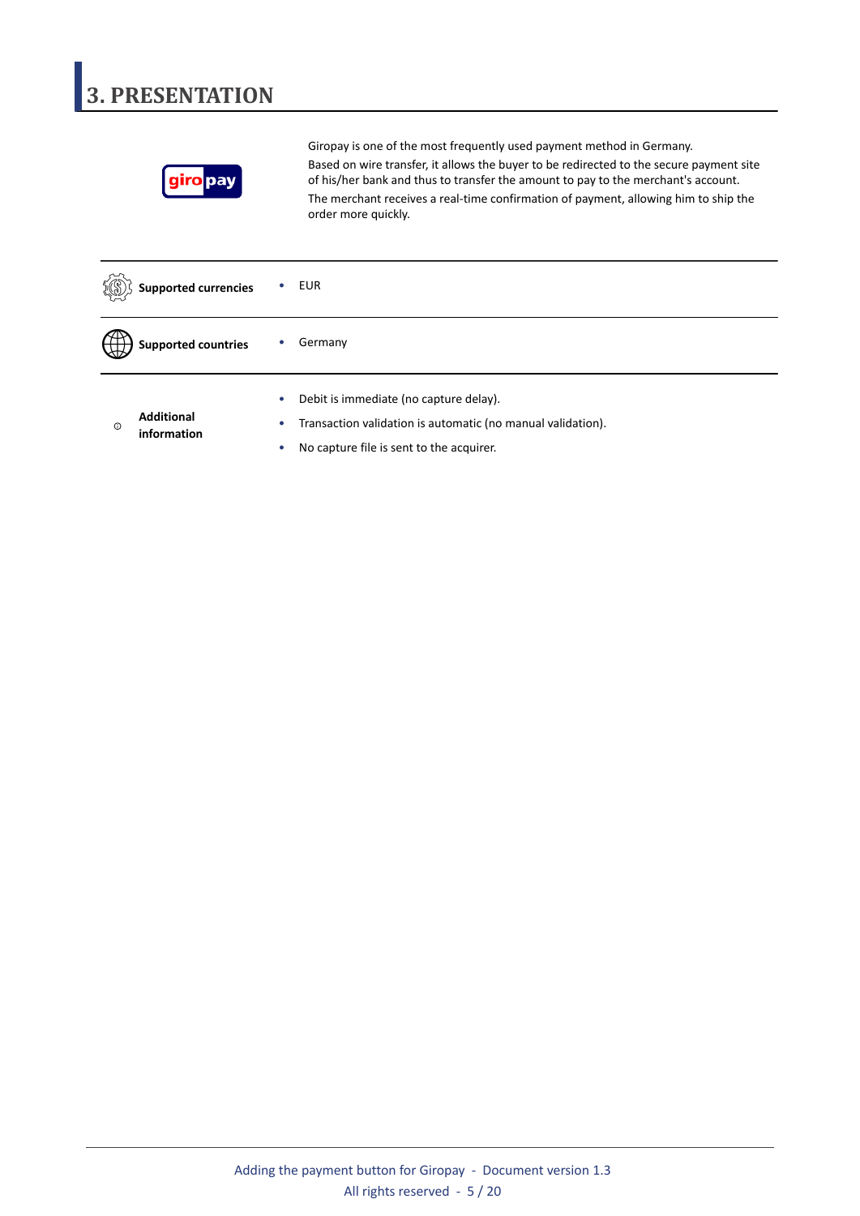# 3. PRESENTATION

Giropay is one of the most frequently used payment method in Germany.

Based on wire transfer, it allows the buyer to be redirected to the secure payment site of his/her bank and thus to transfer the amount to pay to the merchant's account.

The merchant receives a real-time confirmation of payment, allowing him to ship the order more quickly.

| | |
|---|---|
| **Supported currencies** | • EUR |
| **Supported countries** | • Germany |
| **Additional information** | • Debit is immediate (no capture delay).<br>• Transaction validation is automatic (no manual validation).<br>• No capture file is sent to the acquirer. |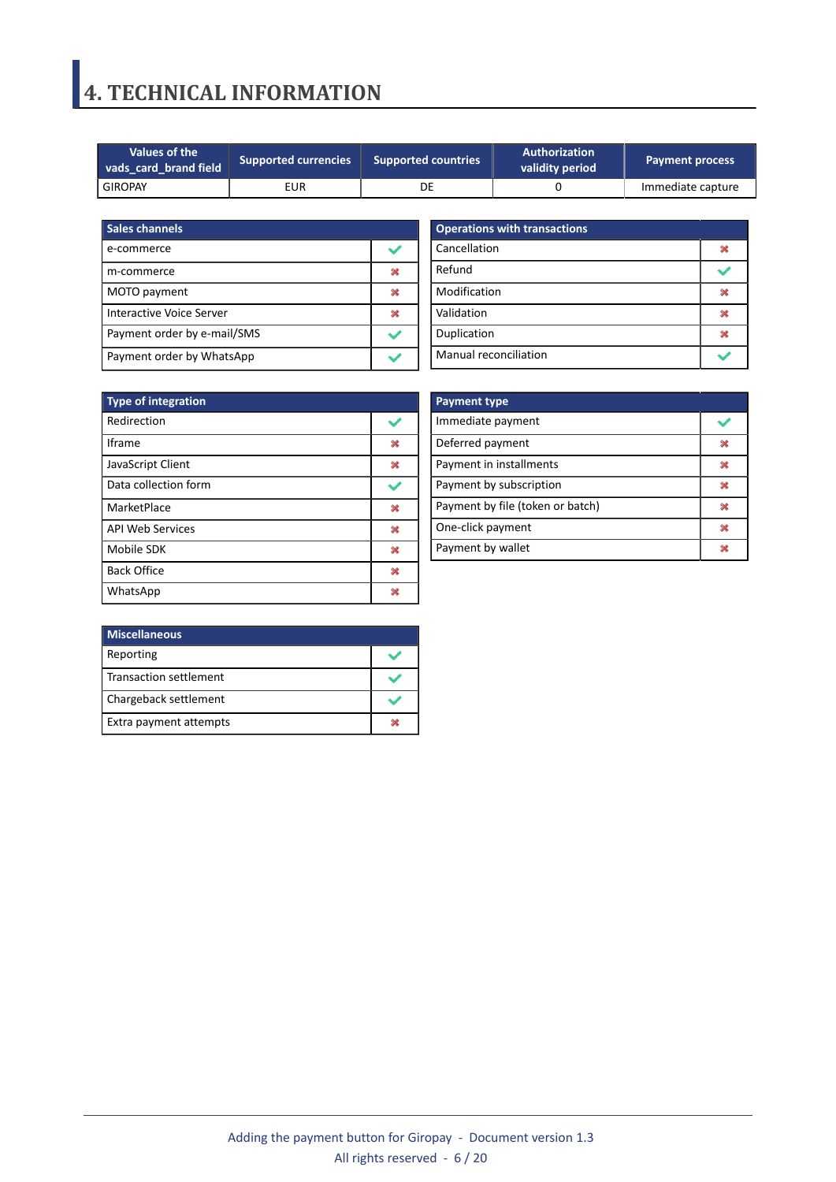# 4. TECHNICAL INFORMATION

| Values of the vads_card_brand field | Supported currencies | Supported countries | Authorization validity period | Payment process |
|---|---|---|---|---|
| GIROPAY | EUR | DE | 0 | Immediate capture |

| Sales channels | |
|---|---|
| e-commerce | ✔ |
| m-commerce | ✖ |
| MOTO payment | ✖ |
| Interactive Voice Server | ✖ |
| Payment order by e-mail/SMS | ✔ |
| Payment order by WhatsApp | ✔ |

| Operations with transactions | |
|---|---|
| Cancellation | ✖ |
| Refund | ✔ |
| Modification | ✖ |
| Validation | ✖ |
| Duplication | ✖ |
| Manual reconciliation | ✔ |

| Type of integration | |
|---|---|
| Redirection | ✔ |
| Iframe | ✖ |
| JavaScript Client | ✖ |
| Data collection form | ✔ |
| MarketPlace | ✖ |
| API Web Services | ✖ |
| Mobile SDK | ✖ |
| Back Office | ✖ |
| WhatsApp | ✖ |

| Payment type | |
|---|---|
| Immediate payment | ✔ |
| Deferred payment | ✖ |
| Payment in installments | ✖ |
| Payment by subscription | ✖ |
| Payment by file (token or batch) | ✖ |
| One-click payment | ✖ |
| Payment by wallet | ✖ |

| Miscellaneous | |
|---|---|
| Reporting | ✔ |
| Transaction settlement | ✔ |
| Chargeback settlement | ✔ |
| Extra payment attempts | ✖ |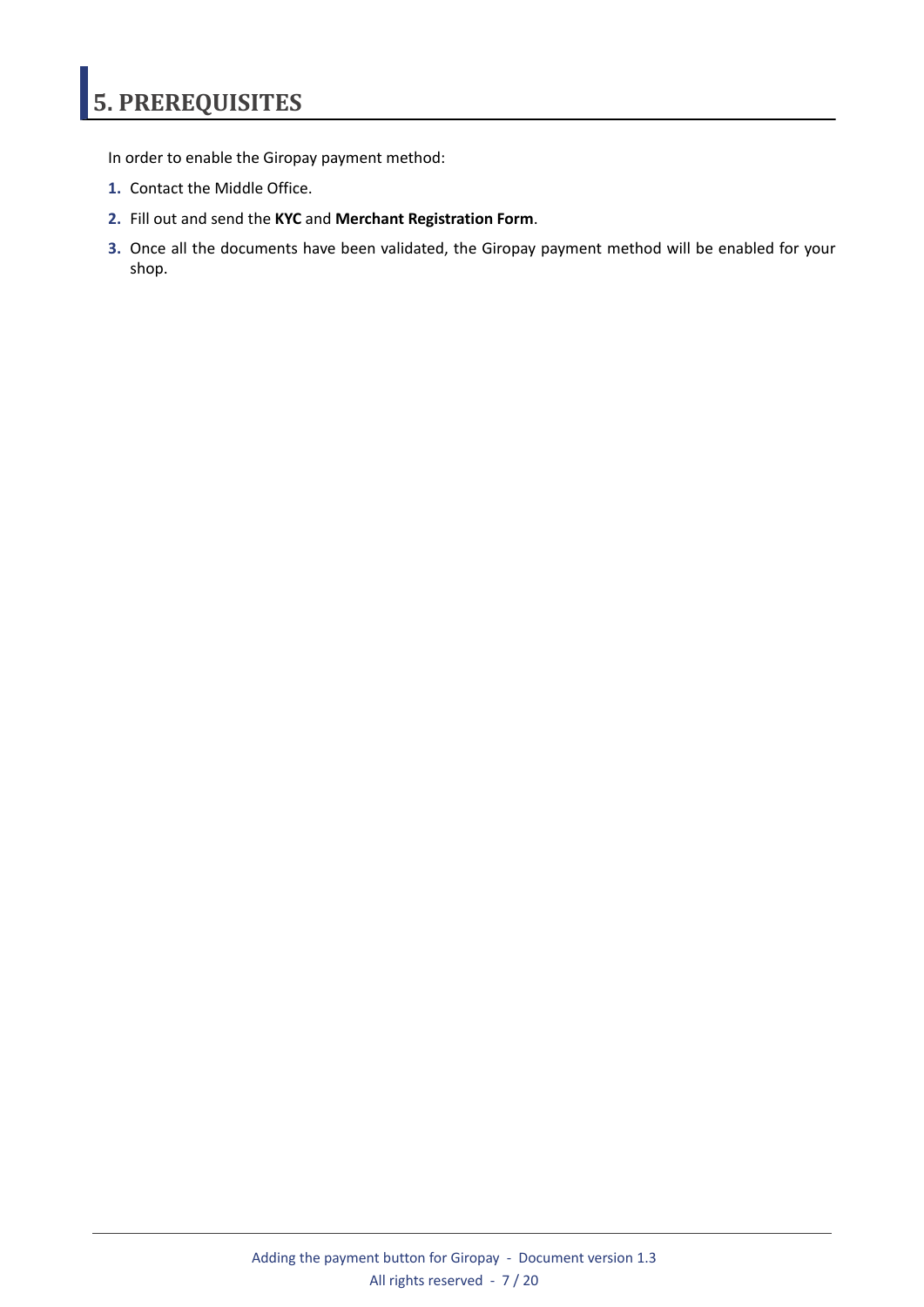# 5. PREREQUISITES

In order to enable the Giropay payment method:

1. Contact the Middle Office.
2. Fill out and send the **KYC** and **Merchant Registration Form**.
3. Once all the documents have been validated, the Giropay payment method will be enabled for your shop.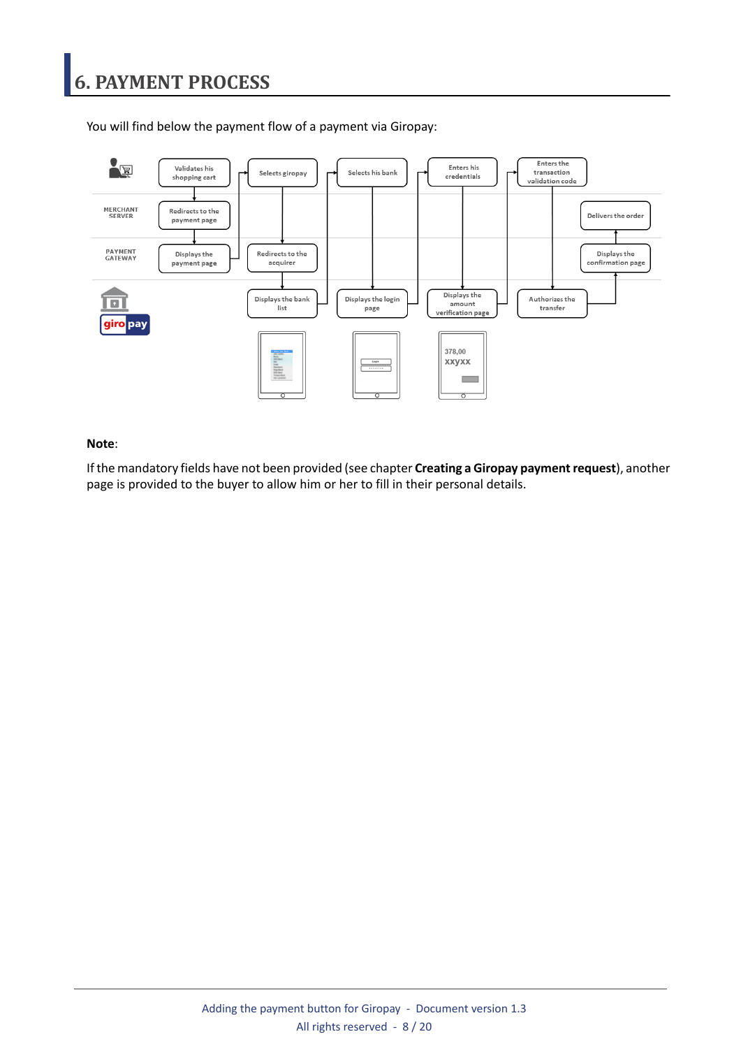# 6. PAYMENT PROCESS

You will find below the payment flow of a payment via Giropay:

**Note**:

If the mandatory fields have not been provided (see chapter **Creating a Giropay payment request**), another page is provided to the buyer to allow him or her to fill in their personal details.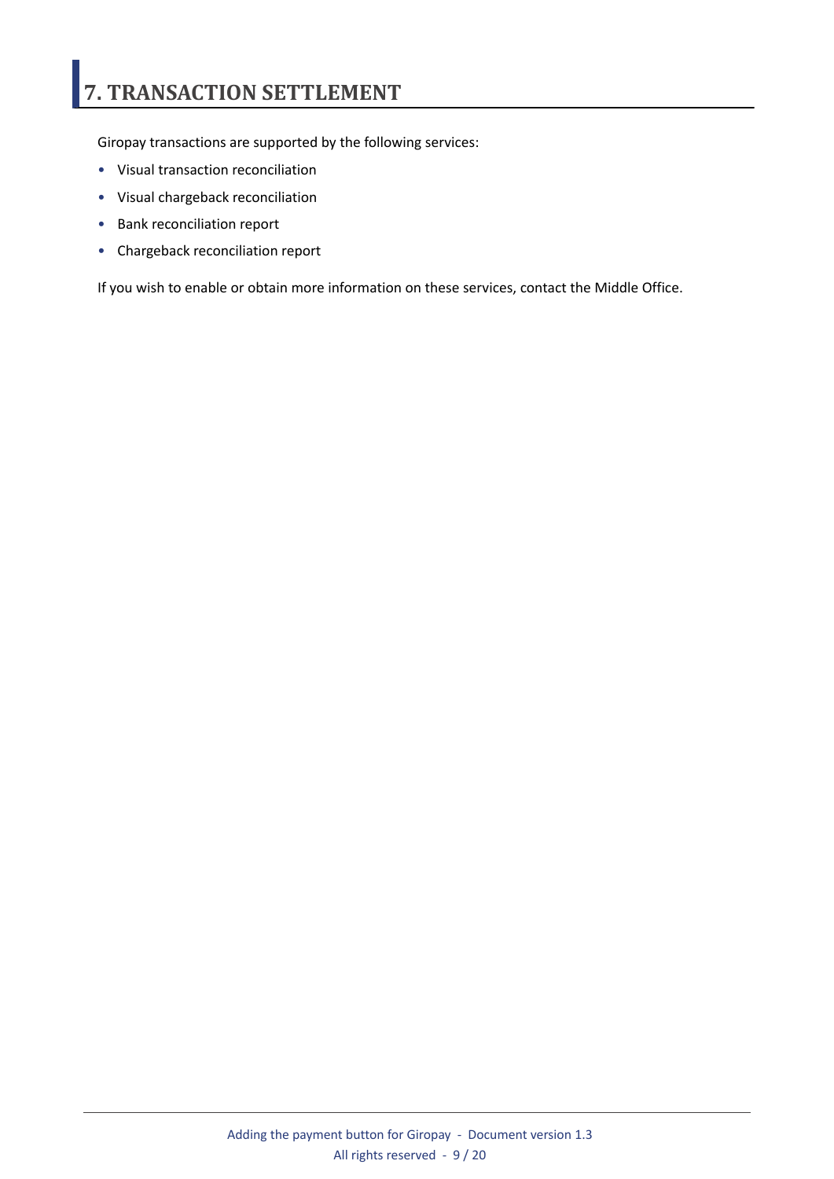# 7. TRANSACTION SETTLEMENT

Giropay transactions are supported by the following services:

- Visual transaction reconciliation
- Visual chargeback reconciliation
- Bank reconciliation report
- Chargeback reconciliation report

If you wish to enable or obtain more information on these services, contact the Middle Office.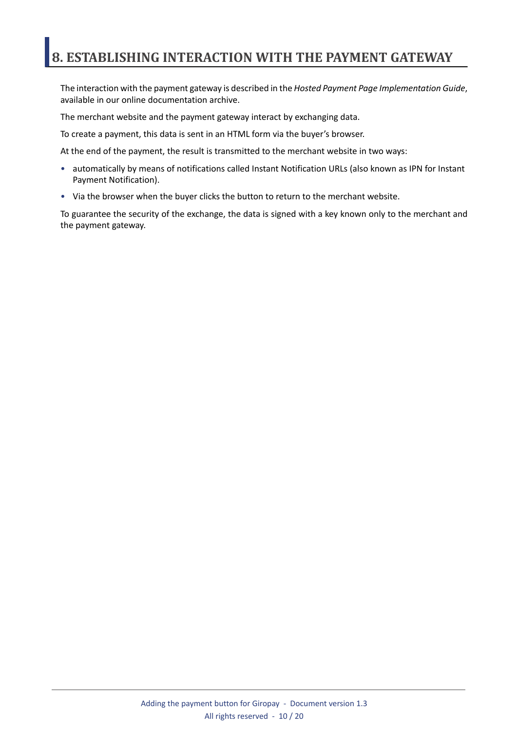# 8. ESTABLISHING INTERACTION WITH THE PAYMENT GATEWAY

The interaction with the payment gateway is described in the *Hosted Payment Page Implementation Guide*, available in our online documentation archive.

The merchant website and the payment gateway interact by exchanging data.

To create a payment, this data is sent in an HTML form via the buyer's browser.

At the end of the payment, the result is transmitted to the merchant website in two ways:

- automatically by means of notifications called Instant Notification URLs (also known as IPN for Instant Payment Notification).
- Via the browser when the buyer clicks the button to return to the merchant website.

To guarantee the security of the exchange, the data is signed with a key known only to the merchant and the payment gateway.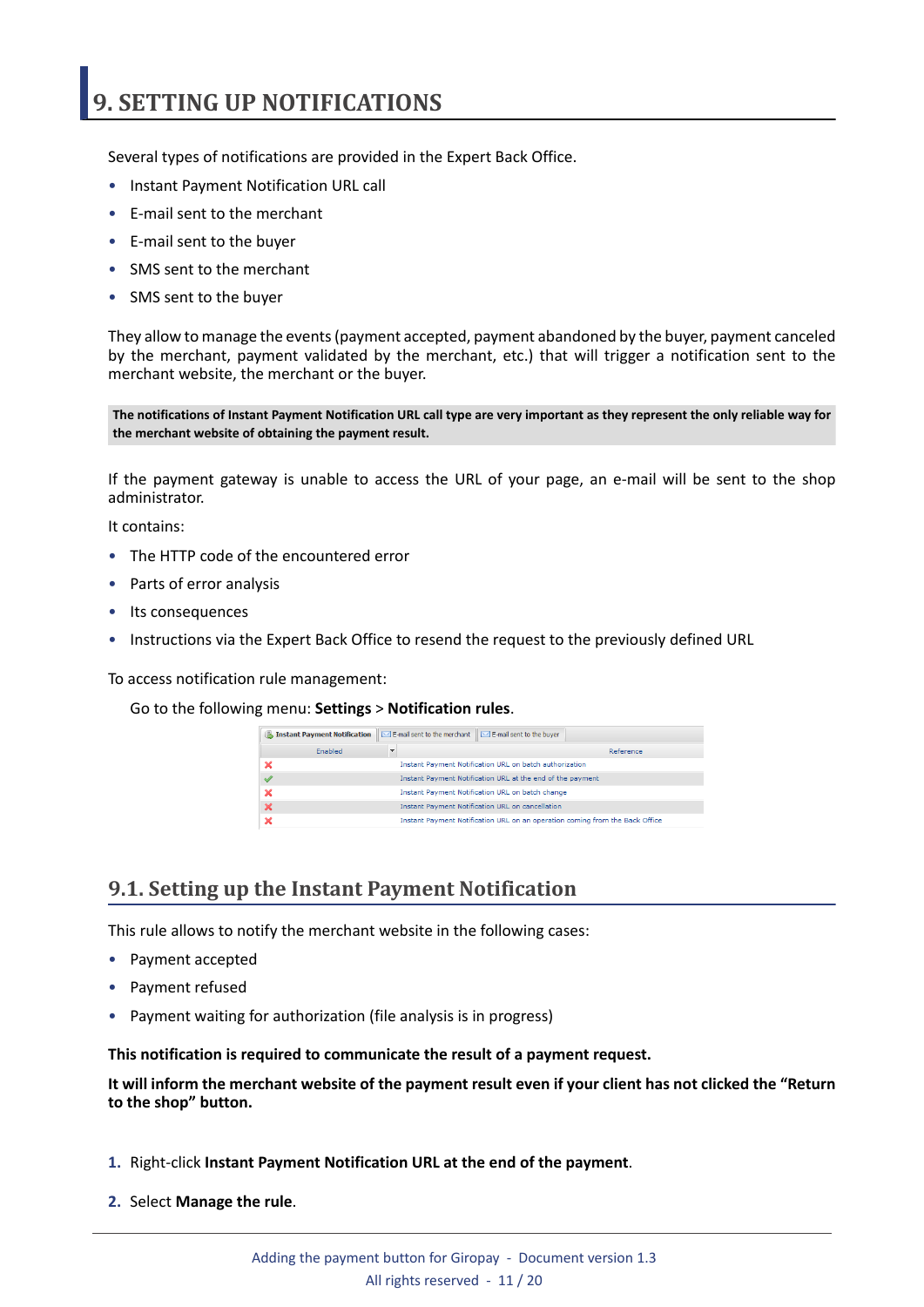# 9. SETTING UP NOTIFICATIONS

Several types of notifications are provided in the Expert Back Office.

- Instant Payment Notification URL call
- E-mail sent to the merchant
- E-mail sent to the buyer
- SMS sent to the merchant
- SMS sent to the buyer

They allow to manage the events (payment accepted, payment abandoned by the buyer, payment canceled by the merchant, payment validated by the merchant, etc.) that will trigger a notification sent to the merchant website, the merchant or the buyer.

**The notifications of Instant Payment Notification URL call type are very important as they represent the only reliable way for the merchant website of obtaining the payment result.**

If the payment gateway is unable to access the URL of your page, an e-mail will be sent to the shop administrator.

It contains:

- The HTTP code of the encountered error
- Parts of error analysis
- Its consequences
- Instructions via the Expert Back Office to resend the request to the previously defined URL

To access notification rule management:

Go to the following menu: **Settings** > **Notification rules**.

Instant Payment Notification | E-mail sent to the merchant | E-mail sent to the buyer

| Enabled | Reference |
|---|---|
| ✗ | Instant Payment Notification URL on batch authorization |
| ✓ | Instant Payment Notification URL at the end of the payment |
| ✗ | Instant Payment Notification URL on batch change |
| ✗ | Instant Payment Notification URL on cancellation |
| ✗ | Instant Payment Notification URL on an operation coming from the Back Office |

## 9.1. Setting up the Instant Payment Notification

This rule allows to notify the merchant website in the following cases:

- Payment accepted
- Payment refused
- Payment waiting for authorization (file analysis is in progress)

**This notification is required to communicate the result of a payment request.**

**It will inform the merchant website of the payment result even if your client has not clicked the "Return to the shop" button.**

1. Right-click **Instant Payment Notification URL at the end of the payment**.
2. Select **Manage the rule**.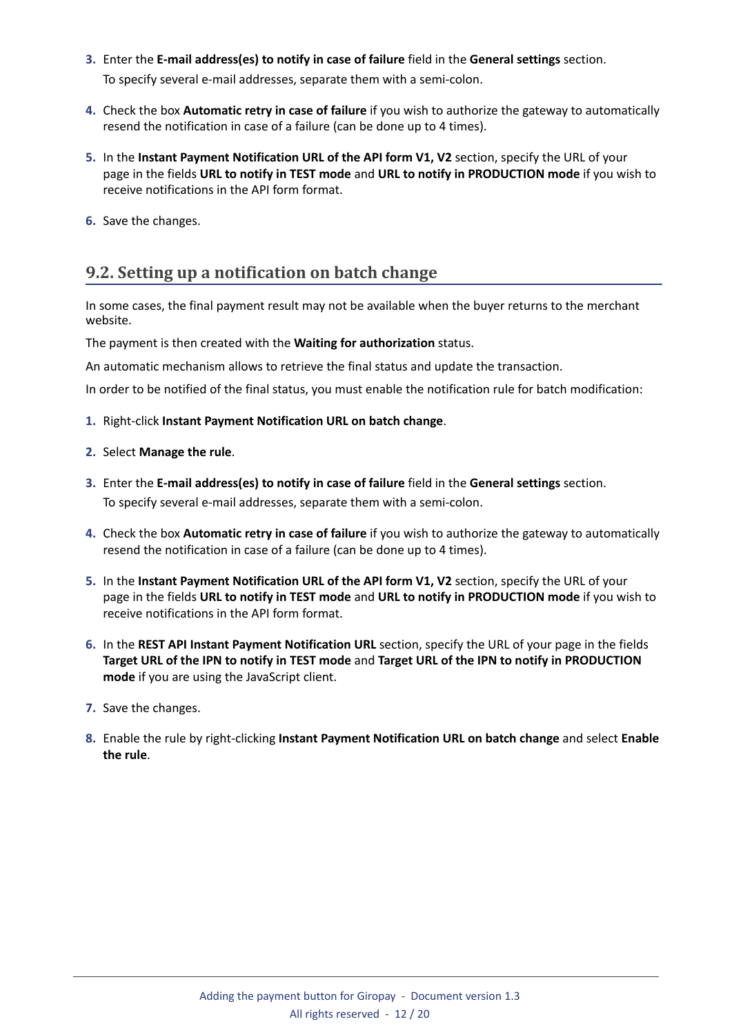3. Enter the **E-mail address(es) to notify in case of failure** field in the **General settings** section.

   To specify several e-mail addresses, separate them with a semi-colon.

4. Check the box **Automatic retry in case of failure** if you wish to authorize the gateway to automatically resend the notification in case of a failure (can be done up to 4 times).

5. In the **Instant Payment Notification URL of the API form V1, V2** section, specify the URL of your page in the fields **URL to notify in TEST mode** and **URL to notify in PRODUCTION mode** if you wish to receive notifications in the API form format.

6. Save the changes.

## 9.2. Setting up a notification on batch change

In some cases, the final payment result may not be available when the buyer returns to the merchant website.

The payment is then created with the **Waiting for authorization** status.

An automatic mechanism allows to retrieve the final status and update the transaction.

In order to be notified of the final status, you must enable the notification rule for batch modification:

1. Right-click **Instant Payment Notification URL on batch change**.

2. Select **Manage the rule**.

3. Enter the **E-mail address(es) to notify in case of failure** field in the **General settings** section.

   To specify several e-mail addresses, separate them with a semi-colon.

4. Check the box **Automatic retry in case of failure** if you wish to authorize the gateway to automatically resend the notification in case of a failure (can be done up to 4 times).

5. In the **Instant Payment Notification URL of the API form V1, V2** section, specify the URL of your page in the fields **URL to notify in TEST mode** and **URL to notify in PRODUCTION mode** if you wish to receive notifications in the API form format.

6. In the **REST API Instant Payment Notification URL** section, specify the URL of your page in the fields **Target URL of the IPN to notify in TEST mode** and **Target URL of the IPN to notify in PRODUCTION mode** if you are using the JavaScript client.

7. Save the changes.

8. Enable the rule by right-clicking **Instant Payment Notification URL on batch change** and select **Enable the rule**.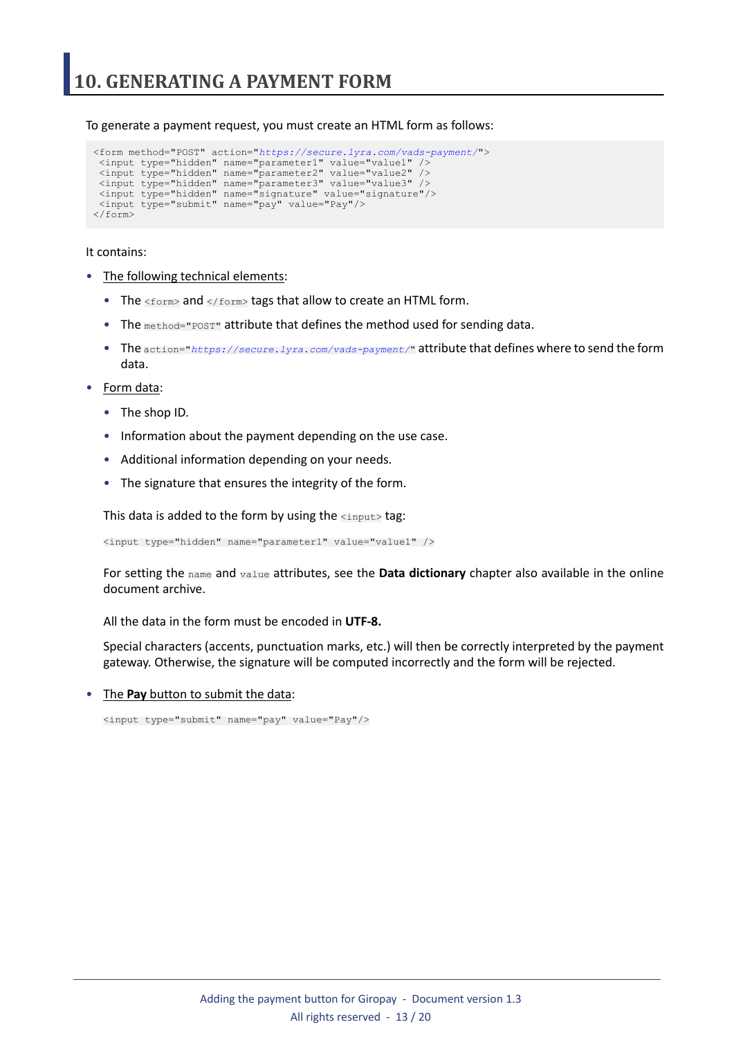# 10. GENERATING A PAYMENT FORM

To generate a payment request, you must create an HTML form as follows:

```
<form method="POST" action="https://secure.lyra.com/vads-payment/">
 <input type="hidden" name="parameter1" value="value1" />
 <input type="hidden" name="parameter2" value="value2" />
 <input type="hidden" name="parameter3" value="value3" />
 <input type="hidden" name="signature" value="signature"/>
 <input type="submit" name="pay" value="Pay"/>
</form>
```

It contains:

- The following technical elements:
  - The `<form>` and `</form>` tags that allow to create an HTML form.
  - The `method="POST"` attribute that defines the method used for sending data.
  - The `action="https://secure.lyra.com/vads-payment/"` attribute that defines where to send the form data.
- Form data:
  - The shop ID.
  - Information about the payment depending on the use case.
  - Additional information depending on your needs.
  - The signature that ensures the integrity of the form.

  This data is added to the form by using the `<input>` tag:

  ```
  <input type="hidden" name="parameter1" value="value1" />
  ```

  For setting the `name` and `value` attributes, see the **Data dictionary** chapter also available in the online document archive.

  All the data in the form must be encoded in **UTF-8.**

  Special characters (accents, punctuation marks, etc.) will then be correctly interpreted by the payment gateway. Otherwise, the signature will be computed incorrectly and the form will be rejected.

- The **Pay** button to submit the data:

  ```
  <input type="submit" name="pay" value="Pay"/>
  ```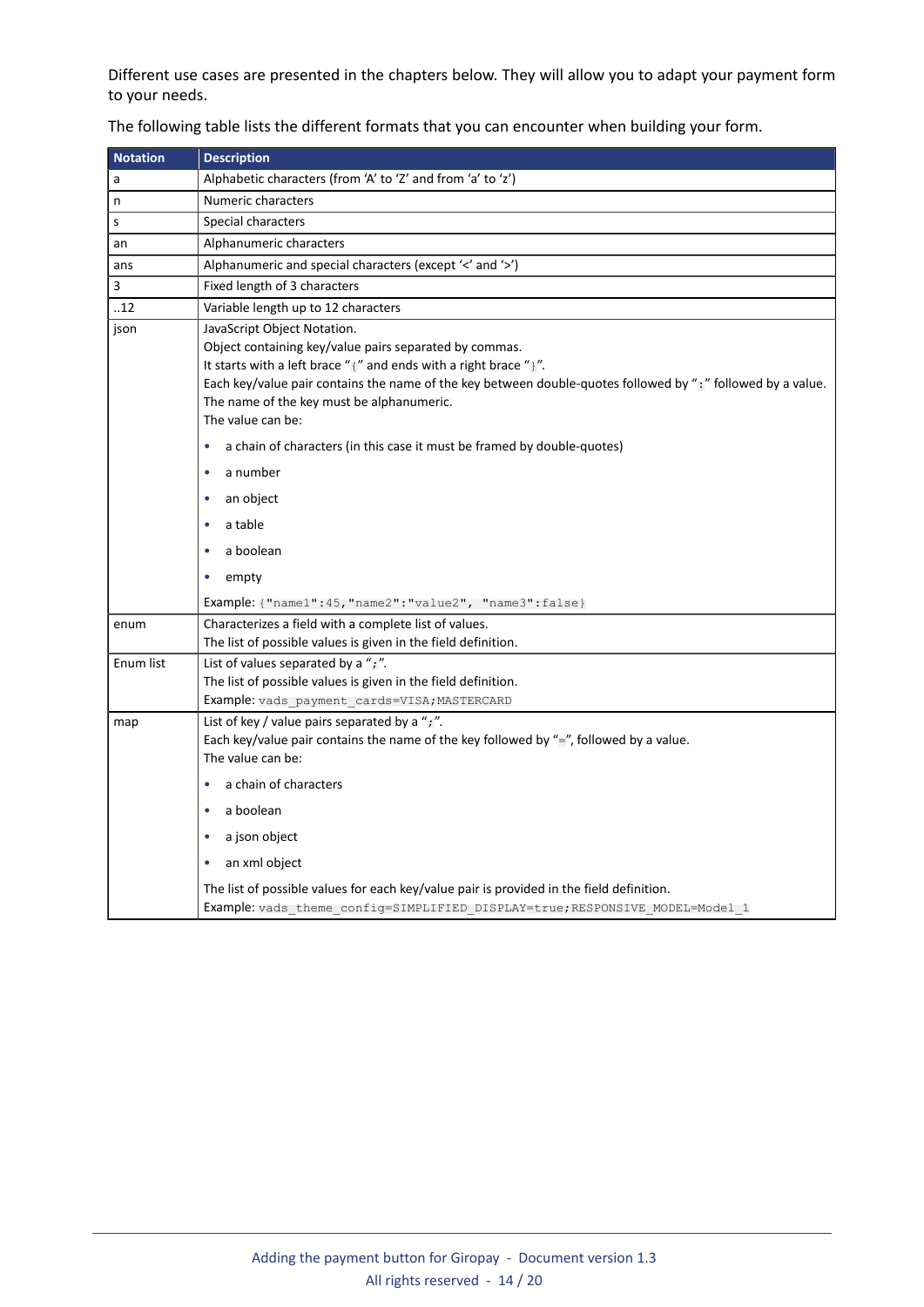Different use cases are presented in the chapters below. They will allow you to adapt your payment form to your needs.

The following table lists the different formats that you can encounter when building your form.

| Notation | Description |
| --- | --- |
| a | Alphabetic characters (from 'A' to 'Z' and from 'a' to 'z') |
| n | Numeric characters |
| s | Special characters |
| an | Alphanumeric characters |
| ans | Alphanumeric and special characters (except '<' and '>') |
| 3 | Fixed length of 3 characters |
| ..12 | Variable length up to 12 characters |
| json | JavaScript Object Notation.<br>Object containing key/value pairs separated by commas.<br>It starts with a left brace "`{`" and ends with a right brace "`}`".<br>Each key/value pair contains the name of the key between double-quotes followed by "`:`" followed by a value.<br>The name of the key must be alphanumeric.<br>The value can be:<br>• a chain of characters (in this case it must be framed by double-quotes)<br>• a number<br>• an object<br>• a table<br>• a boolean<br>• empty<br>Example: `{"name1":45,"name2":"value2", "name3":false}` |
| enum | Characterizes a field with a complete list of values.<br>The list of possible values is given in the field definition. |
| Enum list | List of values separated by a "`;`".<br>The list of possible values is given in the field definition.<br>Example: `vads_payment_cards=VISA;MASTERCARD` |
| map | List of key / value pairs separated by a "`;`".<br>Each key/value pair contains the name of the key followed by "`=`", followed by a value.<br>The value can be:<br>• a chain of characters<br>• a boolean<br>• a json object<br>• an xml object<br>The list of possible values for each key/value pair is provided in the field definition.<br>Example: `vads_theme_config=SIMPLIFIED_DISPLAY=true;RESPONSIVE_MODEL=Model_1` |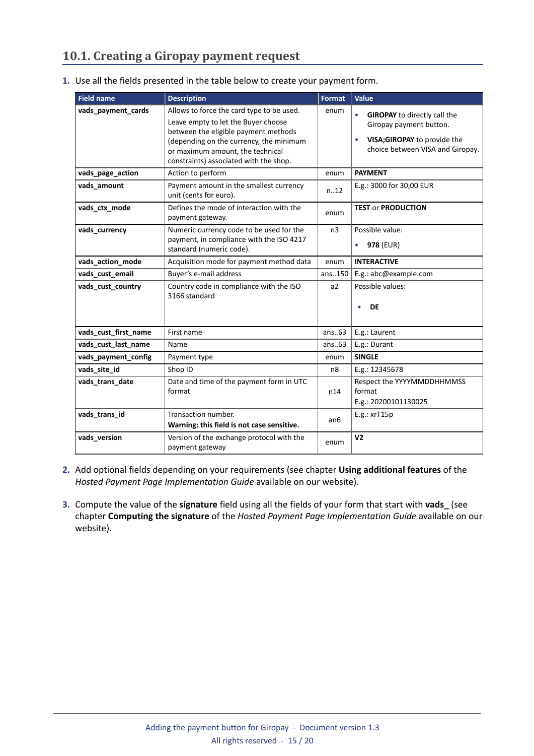## 10.1. Creating a Giropay payment request

1. Use all the fields presented in the table below to create your payment form.

| Field name | Description | Format | Value |
|---|---|---|---|
| **vads_payment_cards** | Allows to force the card type to be used.<br>Leave empty to let the Buyer choose between the eligible payment methods (depending on the currency, the minimum or maximum amount, the technical constraints) associated with the shop. | enum | • **GIROPAY** to directly call the Giropay payment button.<br>• **VISA;GIROPAY** to provide the choice between VISA and Giropay. |
| **vads_page_action** | Action to perform | enum | **PAYMENT** |
| **vads_amount** | Payment amount in the smallest currency unit (cents for euro). | n..12 | E.g.: 3000 for 30,00 EUR |
| **vads_ctx_mode** | Defines the mode of interaction with the payment gateway. | enum | **TEST** or **PRODUCTION** |
| **vads_currency** | Numeric currency code to be used for the payment, in compliance with the ISO 4217 standard (numeric code). | n3 | Possible value:<br>• **978** (EUR) |
| **vads_action_mode** | Acquisition mode for payment method data | enum | **INTERACTIVE** |
| **vads_cust_email** | Buyer's e-mail address | ans..150 | E.g.: abc@example.com |
| **vads_cust_country** | Country code in compliance with the ISO 3166 standard | a2 | Possible values:<br>• **DE** |
| **vads_cust_first_name** | First name | ans..63 | E.g.: Laurent |
| **vads_cust_last_name** | Name | ans..63 | E.g.: Durant |
| **vads_payment_config** | Payment type | enum | **SINGLE** |
| **vads_site_id** | Shop ID | n8 | E.g.: 12345678 |
| **vads_trans_date** | Date and time of the payment form in UTC format | n14 | Respect the YYYYMMDDHHMMSS format<br>E.g.: 20200101130025 |
| **vads_trans_id** | Transaction number.<br>**Warning: this field is not case sensitive.** | an6 | E.g.: xrT15p |
| **vads_version** | Version of the exchange protocol with the payment gateway | enum | **V2** |

2. Add optional fields depending on your requirements (see chapter **Using additional features** of the *Hosted Payment Page Implementation Guide* available on our website).

3. Compute the value of the **signature** field using all the fields of your form that start with **vads_** (see chapter **Computing the signature** of the *Hosted Payment Page Implementation Guide* available on our website).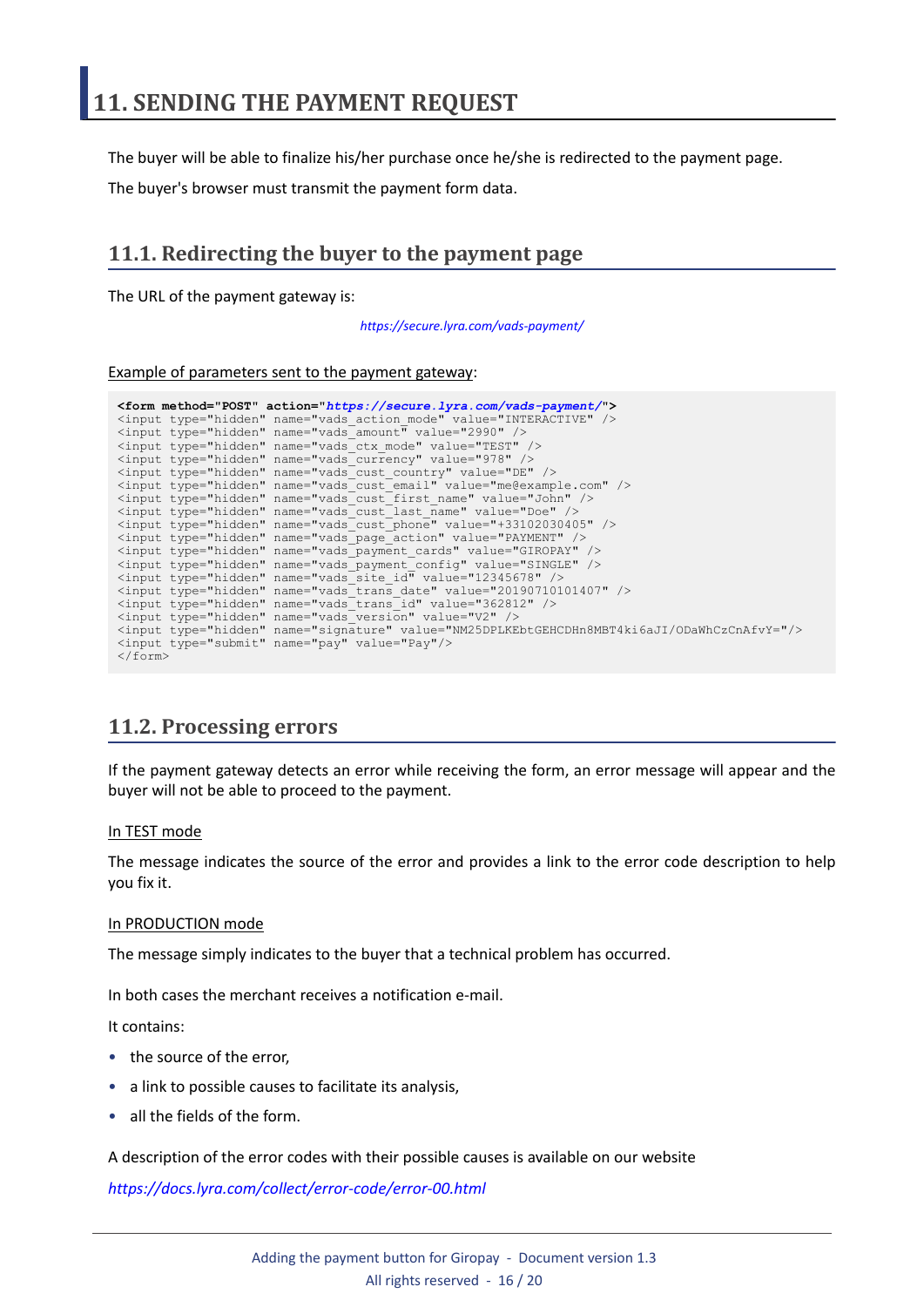# 11. SENDING THE PAYMENT REQUEST

The buyer will be able to finalize his/her purchase once he/she is redirected to the payment page.

The buyer's browser must transmit the payment form data.

## 11.1. Redirecting the buyer to the payment page

The URL of the payment gateway is:

*https://secure.lyra.com/vads-payment/*

Example of parameters sent to the payment gateway:

```
<form method="POST" action="https://secure.lyra.com/vads-payment/">
<input type="hidden" name="vads_action_mode" value="INTERACTIVE" />
<input type="hidden" name="vads_amount" value="2990" />
<input type="hidden" name="vads_ctx_mode" value="TEST" />
<input type="hidden" name="vads_currency" value="978" />
<input type="hidden" name="vads_cust_country" value="DE" />
<input type="hidden" name="vads_cust_email" value="me@example.com" />
<input type="hidden" name="vads_cust_first_name" value="John" />
<input type="hidden" name="vads_cust_last_name" value="Doe" />
<input type="hidden" name="vads_cust_phone" value="+33102030405" />
<input type="hidden" name="vads_page_action" value="PAYMENT" />
<input type="hidden" name="vads_payment_cards" value="GIROPAY" />
<input type="hidden" name="vads_payment_config" value="SINGLE" />
<input type="hidden" name="vads_site_id" value="12345678" />
<input type="hidden" name="vads_trans_date" value="20190710101407" />
<input type="hidden" name="vads_trans_id" value="362812" />
<input type="hidden" name="vads_version" value="V2" />
<input type="hidden" name="signature" value="NM25DPLKEbtGEHCDHn8MBT4ki6aJI/ODaWhCzCnAfvY="/>
<input type="submit" name="pay" value="Pay"/>
</form>
```

## 11.2. Processing errors

If the payment gateway detects an error while receiving the form, an error message will appear and the buyer will not be able to proceed to the payment.

In TEST mode

The message indicates the source of the error and provides a link to the error code description to help you fix it.

In PRODUCTION mode

The message simply indicates to the buyer that a technical problem has occurred.

In both cases the merchant receives a notification e-mail.

It contains:

- the source of the error,
- a link to possible causes to facilitate its analysis,
- all the fields of the form.

A description of the error codes with their possible causes is available on our website

*https://docs.lyra.com/collect/error-code/error-00.html*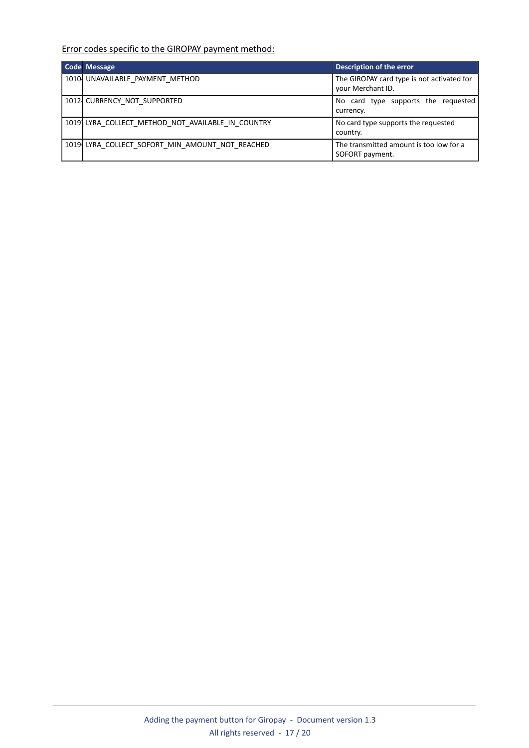Error codes specific to the GIROPAY payment method:

| Code | Message | Description of the error |
| --- | --- | --- |
| 1010 | UNAVAILABLE_PAYMENT_METHOD | The GIROPAY card type is not activated for your Merchant ID. |
| 1012 | CURRENCY_NOT_SUPPORTED | No card type supports the requested currency. |
| 1019 | LYRA_COLLECT_METHOD_NOT_AVAILABLE_IN_COUNTRY | No card type supports the requested country. |
| 1019 | LYRA_COLLECT_SOFORT_MIN_AMOUNT_NOT_REACHED | The transmitted amount is too low for a SOFORT payment. |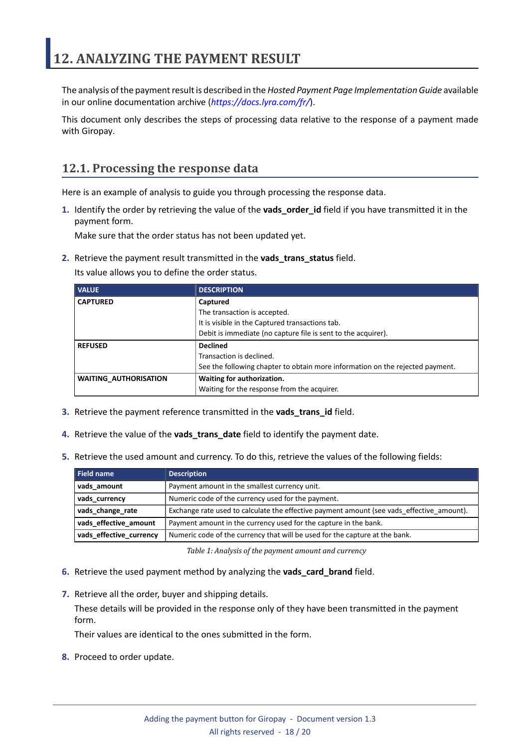# 12. ANALYZING THE PAYMENT RESULT

The analysis of the payment result is described in the *Hosted Payment Page Implementation Guide* available in our online documentation archive (*https://docs.lyra.com/fr/*).

This document only describes the steps of processing data relative to the response of a payment made with Giropay.

## 12.1. Processing the response data

Here is an example of analysis to guide you through processing the response data.

1. Identify the order by retrieving the value of the **vads_order_id** field if you have transmitted it in the payment form.

   Make sure that the order status has not been updated yet.

2. Retrieve the payment result transmitted in the **vads_trans_status** field.

   Its value allows you to define the order status.

| VALUE | DESCRIPTION |
|---|---|
| **CAPTURED** | **Captured**<br>The transaction is accepted.<br>It is visible in the Captured transactions tab.<br>Debit is immediate (no capture file is sent to the acquirer). |
| **REFUSED** | **Declined**<br>Transaction is declined.<br>See the following chapter to obtain more information on the rejected payment. |
| **WAITING_AUTHORISATION** | **Waiting for authorization.**<br>Waiting for the response from the acquirer. |

3. Retrieve the payment reference transmitted in the **vads_trans_id** field.

4. Retrieve the value of the **vads_trans_date** field to identify the payment date.

5. Retrieve the used amount and currency. To do this, retrieve the values of the following fields:

| Field name | Description |
|---|---|
| **vads_amount** | Payment amount in the smallest currency unit. |
| **vads_currency** | Numeric code of the currency used for the payment. |
| **vads_change_rate** | Exchange rate used to calculate the effective payment amount (see vads_effective_amount). |
| **vads_effective_amount** | Payment amount in the currency used for the capture in the bank. |
| **vads_effective_currency** | Numeric code of the currency that will be used for the capture at the bank. |

*Table 1: Analysis of the payment amount and currency*

6. Retrieve the used payment method by analyzing the **vads_card_brand** field.

7. Retrieve all the order, buyer and shipping details.

   These details will be provided in the response only of they have been transmitted in the payment form.

   Their values are identical to the ones submitted in the form.

8. Proceed to order update.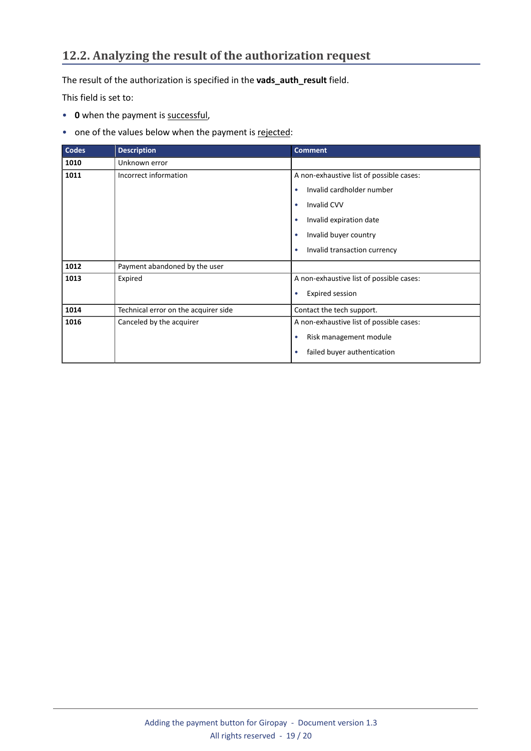## 12.2. Analyzing the result of the authorization request

The result of the authorization is specified in the **vads_auth_result** field.

This field is set to:

- **0** when the payment is successful,
- one of the values below when the payment is rejected:

| Codes | Description | Comment |
|---|---|---|
| **1010** | Unknown error | |
| **1011** | Incorrect information | A non-exhaustive list of possible cases:<br>• Invalid cardholder number<br>• Invalid CVV<br>• Invalid expiration date<br>• Invalid buyer country<br>• Invalid transaction currency |
| **1012** | Payment abandoned by the user | |
| **1013** | Expired | A non-exhaustive list of possible cases:<br>• Expired session |
| **1014** | Technical error on the acquirer side | Contact the tech support. |
| **1016** | Canceled by the acquirer | A non-exhaustive list of possible cases:<br>• Risk management module<br>• failed buyer authentication |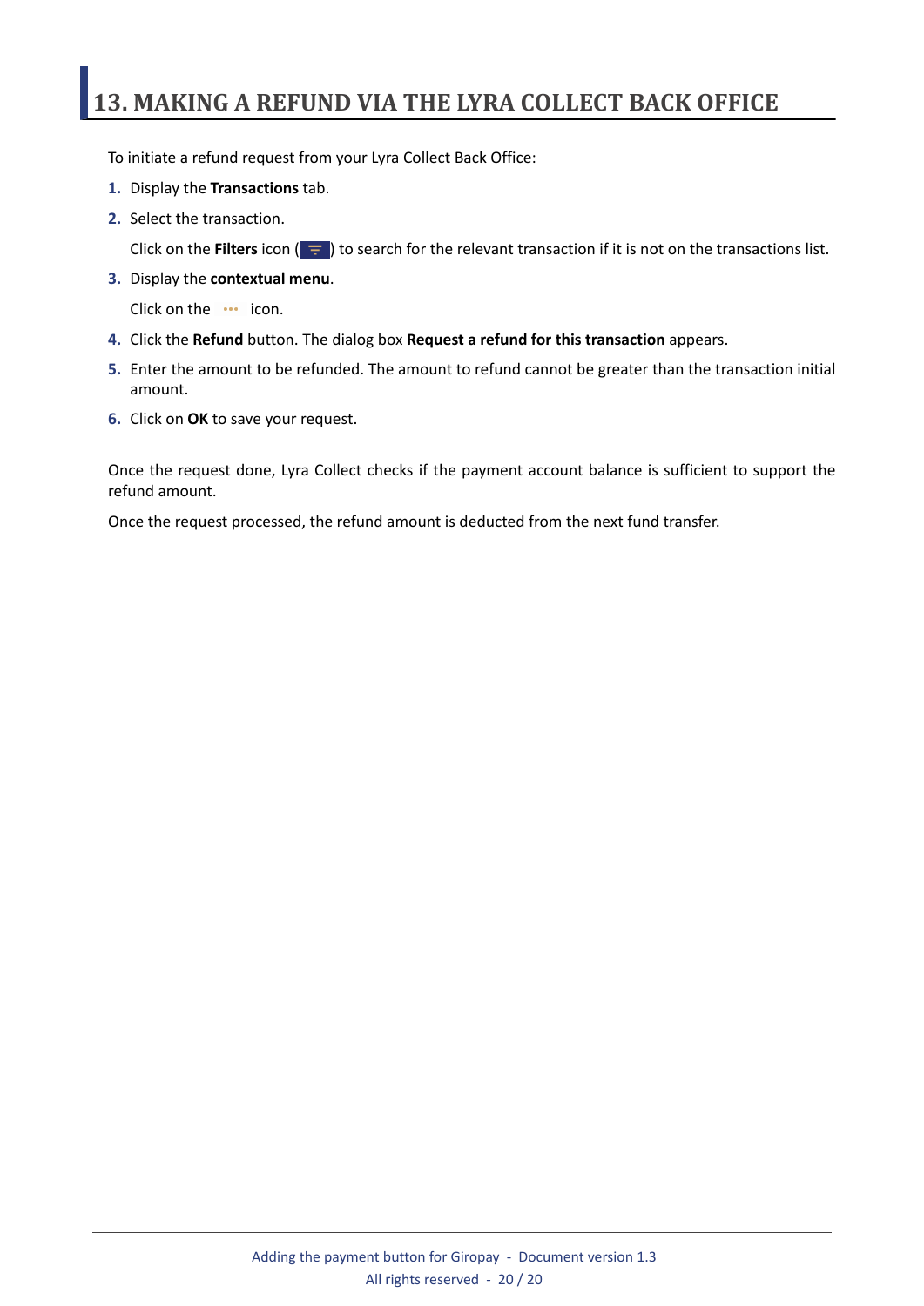# 13. MAKING A REFUND VIA THE LYRA COLLECT BACK OFFICE

To initiate a refund request from your Lyra Collect Back Office:

1. Display the **Transactions** tab.
2. Select the transaction.

   Click on the **Filters** icon ( ) to search for the relevant transaction if it is not on the transactions list.
3. Display the **contextual menu**.

   Click on the ••• icon.
4. Click the **Refund** button. The dialog box **Request a refund for this transaction** appears.
5. Enter the amount to be refunded. The amount to refund cannot be greater than the transaction initial amount.
6. Click on **OK** to save your request.

Once the request done, Lyra Collect checks if the payment account balance is sufficient to support the refund amount.

Once the request processed, the refund amount is deducted from the next fund transfer.